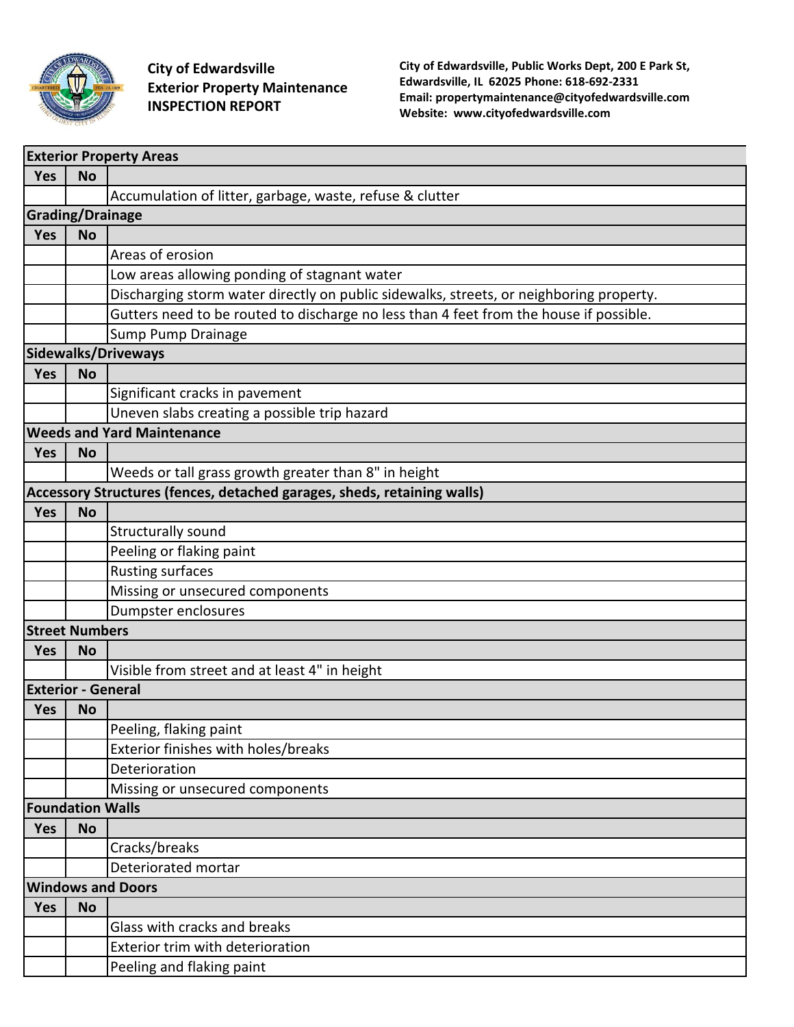**City of Edwardsville**
**Exterior Property Maintenance**
**INSPECTION REPORT**

**City of Edwardsville, Public Works Dept, 200 E Park St, Edwardsville, IL 62025 Phone: 618-692-2331**
**Email: propertymaintenance@cityofedwardsville.com**
**Website: www.cityofedwardsville.com**

| **Exterior Property Areas** | | |
|---|---|---|
| **Yes** | **No** | |
| | | Accumulation of litter, garbage, waste, refuse & clutter |
| **Grading/Drainage** | | |
| **Yes** | **No** | |
| | | Areas of erosion |
| | | Low areas allowing ponding of stagnant water |
| | | Discharging storm water directly on public sidewalks, streets, or neighboring property. |
| | | Gutters need to be routed to discharge no less than 4 feet from the house if possible. |
| | | Sump Pump Drainage |
| **Sidewalks/Driveways** | | |
| **Yes** | **No** | |
| | | Significant cracks in pavement |
| | | Uneven slabs creating a possible trip hazard |
| **Weeds and Yard Maintenance** | | |
| **Yes** | **No** | |
| | | Weeds or tall grass growth greater than 8" in height |
| **Accessory Structures (fences, detached garages, sheds, retaining walls)** | | |
| **Yes** | **No** | |
| | | Structurally sound |
| | | Peeling or flaking paint |
| | | Rusting surfaces |
| | | Missing or unsecured components |
| | | Dumpster enclosures |
| **Street Numbers** | | |
| **Yes** | **No** | |
| | | Visible from street and at least 4" in height |
| **Exterior - General** | | |
| **Yes** | **No** | |
| | | Peeling, flaking paint |
| | | Exterior finishes with holes/breaks |
| | | Deterioration |
| | | Missing or unsecured components |
| **Foundation Walls** | | |
| **Yes** | **No** | |
| | | Cracks/breaks |
| | | Deteriorated mortar |
| **Windows and Doors** | | |
| **Yes** | **No** | |
| | | Glass with cracks and breaks |
| | | Exterior trim with deterioration |
| | | Peeling and flaking paint |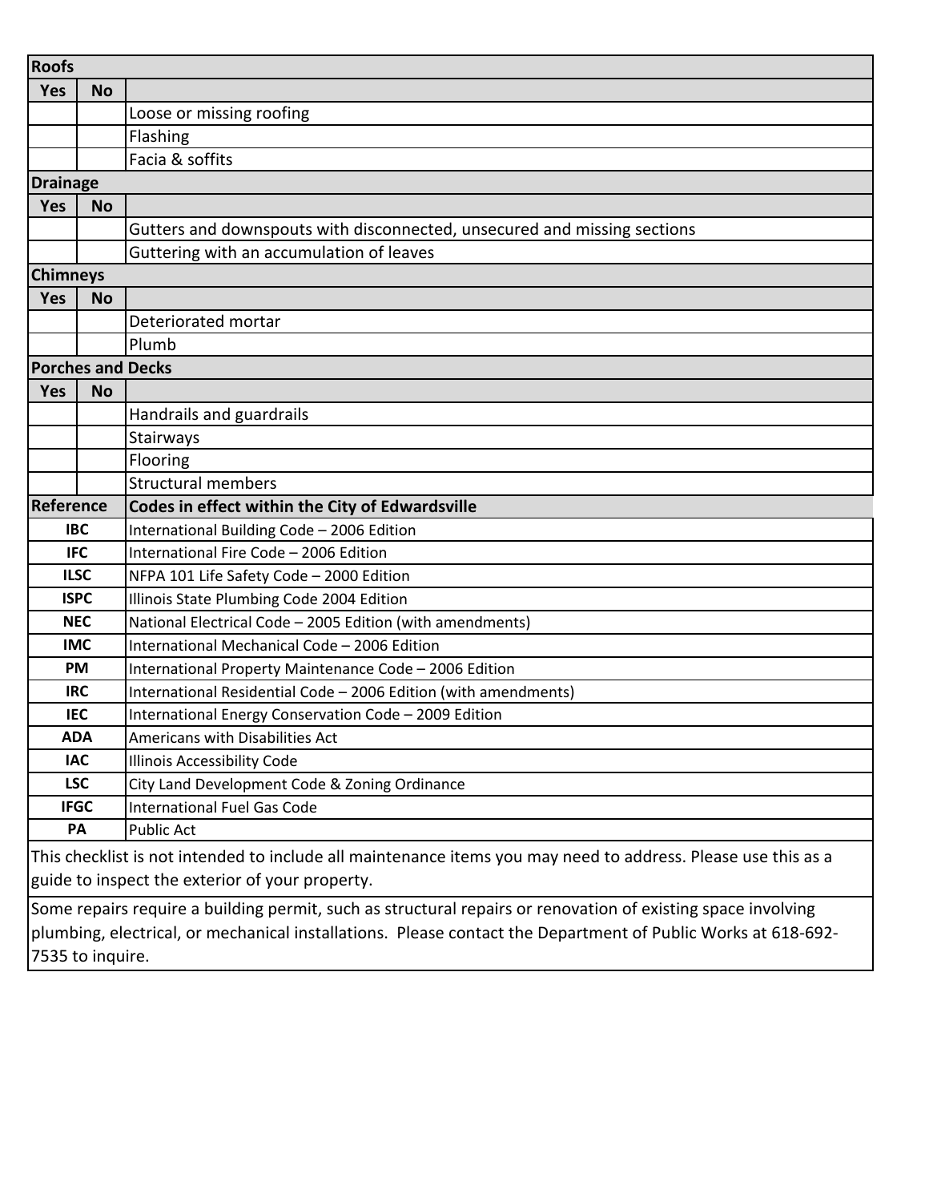| Roofs | | |
|---|---|---|
| **Yes** | **No** | |
| | | Loose or missing roofing |
| | | Flashing |
| | | Facia & soffits |

| Drainage | | |
|---|---|---|
| **Yes** | **No** | |
| | | Gutters and downspouts with disconnected, unsecured and missing sections |
| | | Guttering with an accumulation of leaves |

| Chimneys | | |
|---|---|---|
| **Yes** | **No** | |
| | | Deteriorated mortar |
| | | Plumb |

| Porches and Decks | | |
|---|---|---|
| **Yes** | **No** | |
| | | Handrails and guardrails |
| | | Stairways |
| | | Flooring |
| | | Structural members |

| Reference | Codes in effect within the City of Edwardsville |
|---|---|
| **IBC** | International Building Code – 2006 Edition |
| **IFC** | International Fire Code – 2006 Edition |
| **ILSC** | NFPA 101 Life Safety Code – 2000 Edition |
| **ISPC** | Illinois State Plumbing Code 2004 Edition |
| **NEC** | National Electrical Code – 2005 Edition (with amendments) |
| **IMC** | International Mechanical Code – 2006 Edition |
| **PM** | International Property Maintenance Code – 2006 Edition |
| **IRC** | International Residential Code – 2006 Edition (with amendments) |
| **IEC** | International Energy Conservation Code – 2009 Edition |
| **ADA** | Americans with Disabilities Act |
| **IAC** | Illinois Accessibility Code |
| **LSC** | City Land Development Code & Zoning Ordinance |
| **IFGC** | International Fuel Gas Code |
| **PA** | Public Act |

This checklist is not intended to include all maintenance items you may need to address. Please use this as a guide to inspect the exterior of your property.

Some repairs require a building permit, such as structural repairs or renovation of existing space involving plumbing, electrical, or mechanical installations. Please contact the Department of Public Works at 618-692-7535 to inquire.